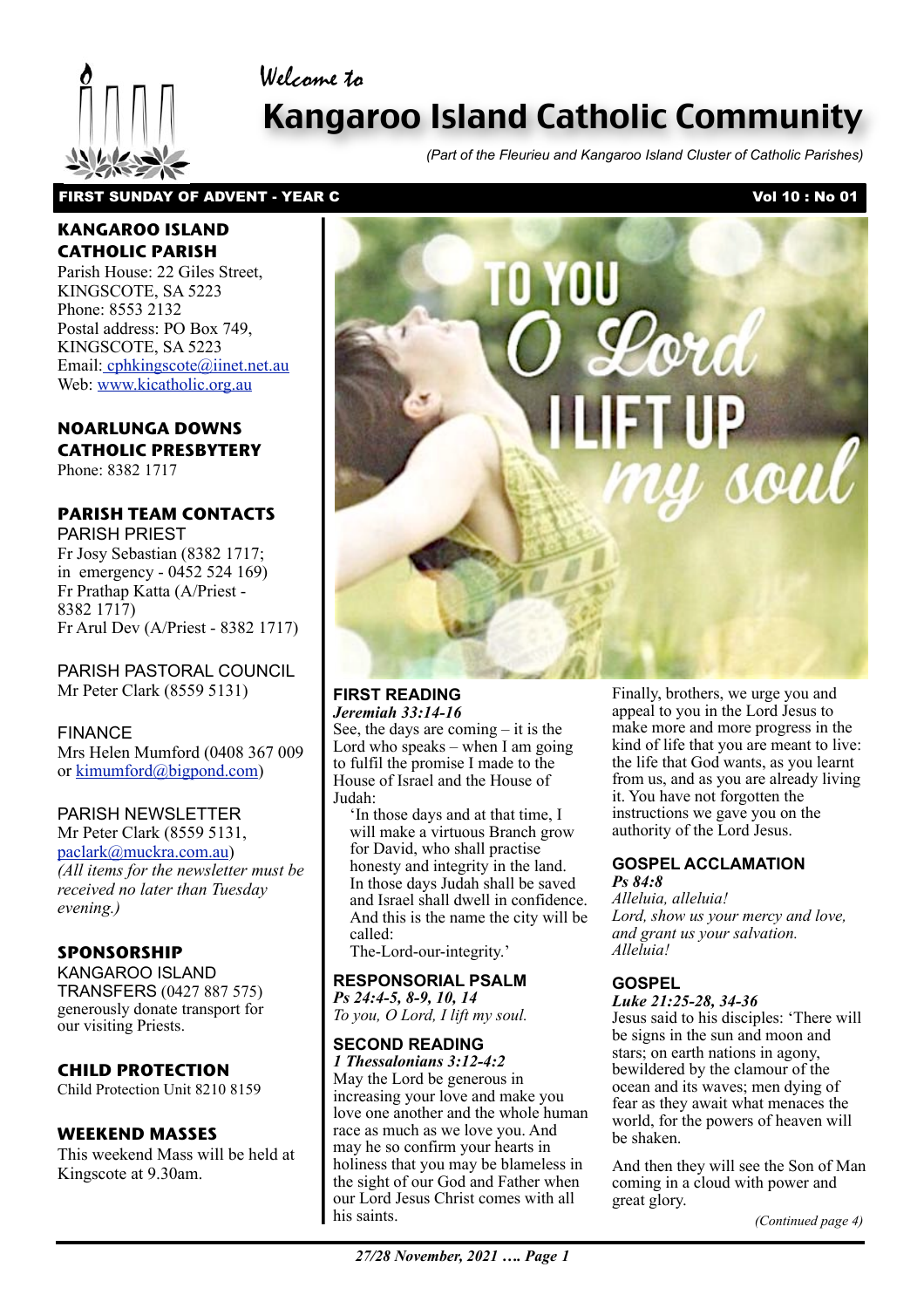Welcome to

# Kangaroo Island Catholic Community

*(Part of the Fleurieu and Kangaroo Island Cluster of Catholic Parishes)*

**FIRST SUNDAY OF ADVENT - YEAR C** **Vol 10 : No 01**

## KANGAROO ISLAND CATHOLIC PARISH

Parish House: 22 Giles Street, KINGSCOTE, SA 5223
Phone: 8553 2132
Postal address: PO Box 749, KINGSCOTE, SA 5223
Email: cphkingscote@iinet.net.au
Web: www.kicatholic.org.au

## NOARLUNGA DOWNS CATHOLIC PRESBYTERY

Phone: 8382 1717

## PARISH TEAM CONTACTS

PARISH PRIEST
Fr Josy Sebastian (8382 1717; in emergency - 0452 524 169)
Fr Prathap Katta (A/Priest - 8382 1717)
Fr Arul Dev (A/Priest - 8382 1717)

PARISH PASTORAL COUNCIL
Mr Peter Clark (8559 5131)

FINANCE
Mrs Helen Mumford (0408 367 009 or kimumford@bigpond.com)

PARISH NEWSLETTER
Mr Peter Clark (8559 5131, paclark@muckra.com.au)
*(All items for the newsletter must be received no later than Tuesday evening.)*

## SPONSORSHIP

KANGAROO ISLAND TRANSFERS (0427 887 575) generously donate transport for our visiting Priests.

## CHILD PROTECTION

Child Protection Unit 8210 8159

## WEEKEND MASSES

This weekend Mass will be held at Kingscote at 9.30am.

TO YOU O Lord I LIFT UP my soul

### FIRST READING

***Jeremiah 33:14-16***

See, the days are coming – it is the Lord who speaks – when I am going to fulfil the promise I made to the House of Israel and the House of Judah:

'In those days and at that time, I will make a virtuous Branch grow for David, who shall practise honesty and integrity in the land. In those days Judah shall be saved and Israel shall dwell in confidence. And this is the name the city will be called:
The-Lord-our-integrity.'

### RESPONSORIAL PSALM

***Ps 24:4-5, 8-9, 10, 14***

*To you, O Lord, I lift my soul.*

### SECOND READING

***1 Thessalonians 3:12-4:2***

May the Lord be generous in increasing your love and make you love one another and the whole human race as much as we love you. And may he so confirm your hearts in holiness that you may be blameless in the sight of our God and Father when our Lord Jesus Christ comes with all his saints.

Finally, brothers, we urge you and appeal to you in the Lord Jesus to make more and more progress in the kind of life that you are meant to live: the life that God wants, as you learnt from us, and as you are already living it. You have not forgotten the instructions we gave you on the authority of the Lord Jesus.

### GOSPEL ACCLAMATION

***Ps 84:8***

*Alleluia, alleluia!*
*Lord, show us your mercy and love, and grant us your salvation.*
*Alleluia!*

### GOSPEL

***Luke 21:25-28, 34-36***

Jesus said to his disciples: 'There will be signs in the sun and moon and stars; on earth nations in agony, bewildered by the clamour of the ocean and its waves; men dying of fear as they await what menaces the world, for the powers of heaven will be shaken.

And then they will see the Son of Man coming in a cloud with power and great glory.

*(Continued page 4)*

*27/28 November, 2021 …. Page 1*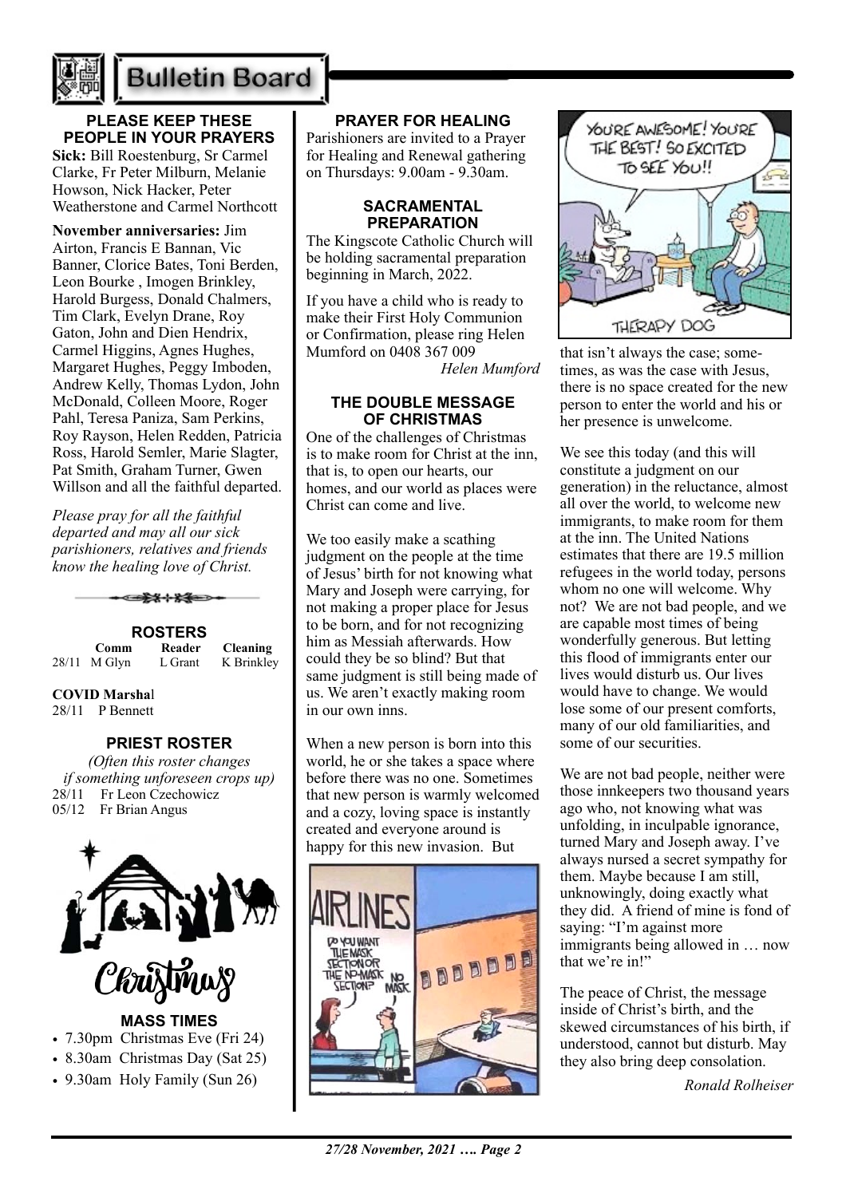# Bulletin Board

### PLEASE KEEP THESE PEOPLE IN YOUR PRAYERS

**Sick:** Bill Roestenburg, Sr Carmel Clarke, Fr Peter Milburn, Melanie Howson, Nick Hacker, Peter Weatherstone and Carmel Northcott

**November anniversaries:** Jim Airton, Francis E Bannan, Vic Banner, Clorice Bates, Toni Berden, Leon Bourke , Imogen Brinkley, Harold Burgess, Donald Chalmers, Tim Clark, Evelyn Drane, Roy Gaton, John and Dien Hendrix, Carmel Higgins, Agnes Hughes, Margaret Hughes, Peggy Imboden, Andrew Kelly, Thomas Lydon, John McDonald, Colleen Moore, Roger Pahl, Teresa Paniza, Sam Perkins, Roy Rayson, Helen Redden, Patricia Ross, Harold Semler, Marie Slagter, Pat Smith, Graham Turner, Gwen Willson and all the faithful departed.

*Please pray for all the faithful departed and may all our sick parishioners, relatives and friends know the healing love of Christ.*

### ROSTERS

| | Comm | Reader | Cleaning |
|---|---|---|---|
| 28/11 | M Glyn | L Grant | K Brinkley |

**COVID Marshal**
28/11 P Bennett

### PRIEST ROSTER

*(Often this roster changes if something unforeseen crops up)*

28/11 Fr Leon Czechowicz
05/12 Fr Brian Angus

Christmas

### MASS TIMES

- 7.30pm Christmas Eve (Fri 24)
- 8.30am Christmas Day (Sat 25)
- 9.30am Holy Family (Sun 26)

### PRAYER FOR HEALING

Parishioners are invited to a Prayer for Healing and Renewal gathering on Thursdays: 9.00am - 9.30am.

### SACRAMENTAL PREPARATION

The Kingscote Catholic Church will be holding sacramental preparation beginning in March, 2022.

If you have a child who is ready to make their First Holy Communion or Confirmation, please ring Helen Mumford on 0408 367 009

*Helen Mumford*

### THE DOUBLE MESSAGE OF CHRISTMAS

One of the challenges of Christmas is to make room for Christ at the inn, that is, to open our hearts, our homes, and our world as places were Christ can come and live.

We too easily make a scathing judgment on the people at the time of Jesus' birth for not knowing what Mary and Joseph were carrying, for not making a proper place for Jesus to be born, and for not recognizing him as Messiah afterwards. How could they be so blind? But that same judgment is still being made of us. We aren't exactly making room in our own inns.

When a new person is born into this world, he or she takes a space where before there was no one. Sometimes that new person is warmly welcomed and a cozy, loving space is instantly created and everyone around is happy for this new invasion. But that isn't always the case; sometimes, as was the case with Jesus, there is no space created for the new person to enter the world and his or her presence is unwelcome.

We see this today (and this will constitute a judgment on our generation) in the reluctance, almost all over the world, to welcome new immigrants, to make room for them at the inn. The United Nations estimates that there are 19.5 million refugees in the world today, persons whom no one will welcome. Why not? We are not bad people, and we are capable most times of being wonderfully generous. But letting this flood of immigrants enter our lives would disturb us. Our lives would have to change. We would lose some of our present comforts, many of our old familiarities, and some of our securities.

We are not bad people, neither were those innkeepers two thousand years ago who, not knowing what was unfolding, in inculpable ignorance, turned Mary and Joseph away. I've always nursed a secret sympathy for them. Maybe because I am still, unknowingly, doing exactly what they did. A friend of mine is fond of saying: "I'm against more immigrants being allowed in … now that we're in!"

The peace of Christ, the message inside of Christ's birth, and the skewed circumstances of his birth, if understood, cannot but disturb. May they also bring deep consolation.

*Ronald Rolheiser*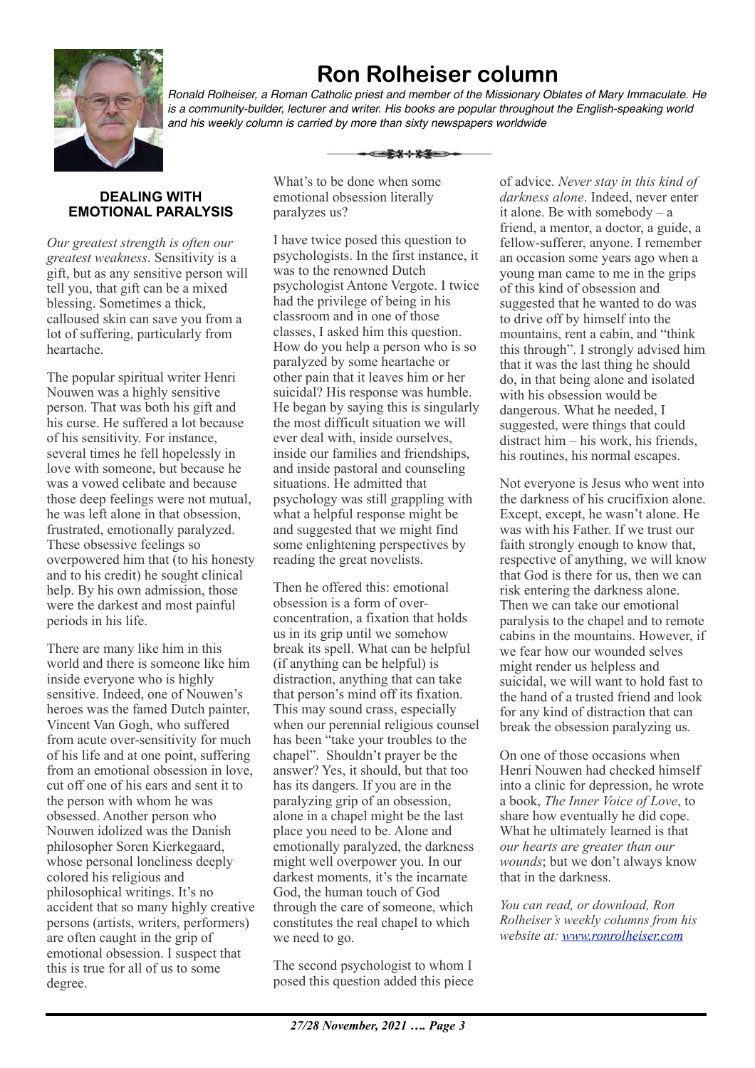# Ron Rolheiser column

*Ronald Rolheiser, a Roman Catholic priest and member of the Missionary Oblates of Mary Immaculate. He is a community-builder, lecturer and writer. His books are popular throughout the English-speaking world and his weekly column is carried by more than sixty newspapers worldwide*

## DEALING WITH EMOTIONAL PARALYSIS

*Our greatest strength is often our greatest weakness*. Sensitivity is a gift, but as any sensitive person will tell you, that gift can be a mixed blessing. Sometimes a thick, calloused skin can save you from a lot of suffering, particularly from heartache.

The popular spiritual writer Henri Nouwen was a highly sensitive person. That was both his gift and his curse. He suffered a lot because of his sensitivity. For instance, several times he fell hopelessly in love with someone, but because he was a vowed celibate and because those deep feelings were not mutual, he was left alone in that obsession, frustrated, emotionally paralyzed. These obsessive feelings so overpowered him that (to his honesty and to his credit) he sought clinical help. By his own admission, those were the darkest and most painful periods in his life.

There are many like him in this world and there is someone like him inside everyone who is highly sensitive. Indeed, one of Nouwen's heroes was the famed Dutch painter, Vincent Van Gogh, who suffered from acute over-sensitivity for much of his life and at one point, suffering from an emotional obsession in love, cut off one of his ears and sent it to the person with whom he was obsessed. Another person who Nouwen idolized was the Danish philosopher Soren Kierkegaard, whose personal loneliness deeply colored his religious and philosophical writings. It's no accident that so many highly creative persons (artists, writers, performers) are often caught in the grip of emotional obsession. I suspect that this is true for all of us to some degree.

What's to be done when some emotional obsession literally paralyzes us?

I have twice posed this question to psychologists. In the first instance, it was to the renowned Dutch psychologist Antone Vergote. I twice had the privilege of being in his classroom and in one of those classes, I asked him this question. How do you help a person who is so paralyzed by some heartache or other pain that it leaves him or her suicidal? His response was humble. He began by saying this is singularly the most difficult situation we will ever deal with, inside ourselves, inside our families and friendships, and inside pastoral and counseling situations. He admitted that psychology was still grappling with what a helpful response might be and suggested that we might find some enlightening perspectives by reading the great novelists.

Then he offered this: emotional obsession is a form of over-concentration, a fixation that holds us in its grip until we somehow break its spell. What can be helpful (if anything can be helpful) is distraction, anything that can take that person's mind off its fixation. This may sound crass, especially when our perennial religious counsel has been "take your troubles to the chapel". Shouldn't prayer be the answer? Yes, it should, but that too has its dangers. If you are in the paralyzing grip of an obsession, alone in a chapel might be the last place you need to be. Alone and emotionally paralyzed, the darkness might well overpower you. In our darkest moments, it's the incarnate God, the human touch of God through the care of someone, which constitutes the real chapel to which we need to go.

The second psychologist to whom I posed this question added this piece of advice. *Never stay in this kind of darkness alone*. Indeed, never enter it alone. Be with somebody – a friend, a mentor, a doctor, a guide, a fellow-sufferer, anyone. I remember an occasion some years ago when a young man came to me in the grips of this kind of obsession and suggested that he wanted to do was to drive off by himself into the mountains, rent a cabin, and "think this through". I strongly advised him that it was the last thing he should do, in that being alone and isolated with his obsession would be dangerous. What he needed, I suggested, were things that could distract him – his work, his friends, his routines, his normal escapes.

Not everyone is Jesus who went into the darkness of his crucifixion alone. Except, except, he wasn't alone. He was with his Father. If we trust our faith strongly enough to know that, respective of anything, we will know that God is there for us, then we can risk entering the darkness alone. Then we can take our emotional paralysis to the chapel and to remote cabins in the mountains. However, if we fear how our wounded selves might render us helpless and suicidal, we will want to hold fast to the hand of a trusted friend and look for any kind of distraction that can break the obsession paralyzing us.

On one of those occasions when Henri Nouwen had checked himself into a clinic for depression, he wrote a book, *The Inner Voice of Love*, to share how eventually he did cope. What he ultimately learned is that *our hearts are greater than our wounds*; but we don't always know that in the darkness.

*You can read, or download, Ron Rolheiser's weekly columns from his website at: www.ronrolheiser.com*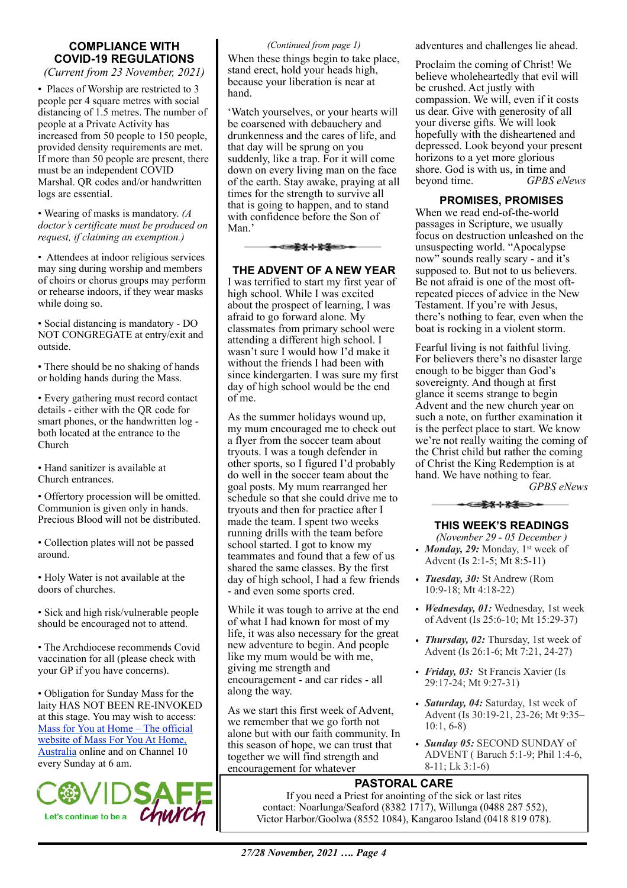## COMPLIANCE WITH COVID-19 REGULATIONS

*(Current from 23 November, 2021)*

- Places of Worship are restricted to 3 people per 4 square metres with social distancing of 1.5 metres. The number of people at a Private Activity has increased from 50 people to 150 people, provided density requirements are met. If more than 50 people are present, there must be an independent COVID Marshal. QR codes and/or handwritten logs are essential.
- Wearing of masks is mandatory. *(A doctor's certificate must be produced on request, if claiming an exemption.)*
- Attendees at indoor religious services may sing during worship and members of choirs or chorus groups may perform or rehearse indoors, if they wear masks while doing so.
- Social distancing is mandatory - DO NOT CONGREGATE at entry/exit and outside.
- There should be no shaking of hands or holding hands during the Mass.
- Every gathering must record contact details - either with the QR code for smart phones, or the handwritten log - both located at the entrance to the Church
- Hand sanitizer is available at Church entrances.
- Offertory procession will be omitted. Communion is given only in hands. Precious Blood will not be distributed.
- Collection plates will not be passed around.
- Holy Water is not available at the doors of churches.
- Sick and high risk/vulnerable people should be encouraged not to attend.
- The Archdiocese recommends Covid vaccination for all (please check with your GP if you have concerns).
- Obligation for Sunday Mass for the laity HAS NOT BEEN RE-INVOKED at this stage. You may wish to access: Mass for You at Home – The official website of Mass For You At Home, Australia online and on Channel 10 every Sunday at 6 am.

COVIDSAFE church
Let's continue to be a

*(Continued from page 1)*

When these things begin to take place, stand erect, hold your heads high, because your liberation is near at hand.

'Watch yourselves, or your hearts will be coarsened with debauchery and drunkenness and the cares of life, and that day will be sprung on you suddenly, like a trap. For it will come down on every living man on the face of the earth. Stay awake, praying at all times for the strength to survive all that is going to happen, and to stand with confidence before the Son of Man.'

## THE ADVENT OF A NEW YEAR

I was terrified to start my first year of high school. While I was excited about the prospect of learning, I was afraid to go forward alone. My classmates from primary school were attending a different high school. I wasn't sure I would how I'd make it without the friends I had been with since kindergarten. I was sure my first day of high school would be the end of me.

As the summer holidays wound up, my mum encouraged me to check out a flyer from the soccer team about tryouts. I was a tough defender in other sports, so I figured I'd probably do well in the soccer team about the goal posts. My mum rearranged her schedule so that she could drive me to tryouts and then for practice after I made the team. I spent two weeks running drills with the team before school started. I got to know my teammates and found that a few of us shared the same classes. By the first day of high school, I had a few friends - and even some sports cred.

While it was tough to arrive at the end of what I had known for most of my life, it was also necessary for the great new adventure to begin. And people like my mum would be with me, giving me strength and encouragement - and car rides - all along the way.

As we start this first week of Advent, we remember that we go forth not alone but with our faith community. In this season of hope, we can trust that together we will find strength and encouragement for whatever adventures and challenges lie ahead.

Proclaim the coming of Christ! We believe wholeheartedly that evil will be crushed. Act justly with compassion. We will, even if it costs us dear. Give with generosity of all your diverse gifts. We will look hopefully with the disheartened and depressed. Look beyond your present horizons to a yet more glorious shore. God is with us, in time and beyond time. *GPBS eNews*

## PROMISES, PROMISES

When we read end-of-the-world passages in Scripture, we usually focus on destruction unleashed on the unsuspecting world. "Apocalypse now" sounds really scary - and it's supposed to. But not to us believers. Be not afraid is one of the most oft-repeated pieces of advice in the New Testament. If you're with Jesus, there's nothing to fear, even when the boat is rocking in a violent storm.

Fearful living is not faithful living. For believers there's no disaster large enough to be bigger than God's sovereignty. And though at first glance it seems strange to begin Advent and the new church year on such a note, on further examination it is the perfect place to start. We know we're not really waiting the coming of the Christ child but rather the coming of Christ the King Redemption is at hand. We have nothing to fear.

*GPBS eNews*

## THIS WEEK'S READINGS

*(November 29 - 05 December )*

- ***Monday, 29:*** Monday, 1st week of Advent (Is 2:1-5; Mt 8:5-11)
- ***Tuesday, 30:*** St Andrew (Rom 10:9-18; Mt 4:18-22)
- ***Wednesday, 01:*** Wednesday, 1st week of Advent (Is 25:6-10; Mt 15:29-37)
- ***Thursday, 02:*** Thursday, 1st week of Advent (Is 26:1-6; Mt 7:21, 24-27)
- ***Friday, 03:*** St Francis Xavier (Is 29:17-24; Mt 9:27-31)
- ***Saturday, 04:*** Saturday, 1st week of Advent (Is 30:19-21, 23-26; Mt 9:35–10:1, 6-8)
- ***Sunday 05:*** SECOND SUNDAY of ADVENT ( Baruch 5:1-9; Phil 1:4-6, 8-11; Lk 3:1-6)

## PASTORAL CARE

If you need a Priest for anointing of the sick or last rites contact: Noarlunga/Seaford (8382 1717), Willunga (0488 287 552), Victor Harbor/Goolwa (8552 1084), Kangaroo Island (0418 819 078).

*27/28 November, 2021 …. Page 4*